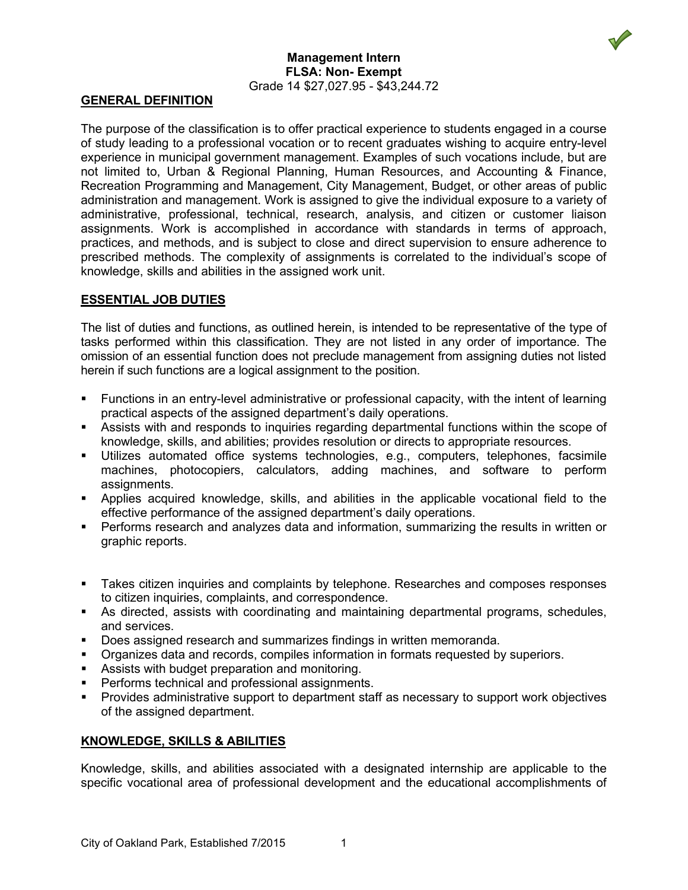**Management Intern**
**FLSA: Non- Exempt**
Grade 14 $27,027.95 - $43,244.72

## GENERAL DEFINITION

The purpose of the classification is to offer practical experience to students engaged in a course of study leading to a professional vocation or to recent graduates wishing to acquire entry-level experience in municipal government management. Examples of such vocations include, but are not limited to, Urban & Regional Planning, Human Resources, and Accounting & Finance, Recreation Programming and Management, City Management, Budget, or other areas of public administration and management. Work is assigned to give the individual exposure to a variety of administrative, professional, technical, research, analysis, and citizen or customer liaison assignments. Work is accomplished in accordance with standards in terms of approach, practices, and methods, and is subject to close and direct supervision to ensure adherence to prescribed methods. The complexity of assignments is correlated to the individual's scope of knowledge, skills and abilities in the assigned work unit.

## ESSENTIAL JOB DUTIES

The list of duties and functions, as outlined herein, is intended to be representative of the type of tasks performed within this classification. They are not listed in any order of importance. The omission of an essential function does not preclude management from assigning duties not listed herein if such functions are a logical assignment to the position.

- Functions in an entry-level administrative or professional capacity, with the intent of learning practical aspects of the assigned department's daily operations.
- Assists with and responds to inquiries regarding departmental functions within the scope of knowledge, skills, and abilities; provides resolution or directs to appropriate resources.
- Utilizes automated office systems technologies, e.g., computers, telephones, facsimile machines, photocopiers, calculators, adding machines, and software to perform assignments.
- Applies acquired knowledge, skills, and abilities in the applicable vocational field to the effective performance of the assigned department's daily operations.
- Performs research and analyzes data and information, summarizing the results in written or graphic reports.

- Takes citizen inquiries and complaints by telephone. Researches and composes responses to citizen inquiries, complaints, and correspondence.
- As directed, assists with coordinating and maintaining departmental programs, schedules, and services.
- Does assigned research and summarizes findings in written memoranda.
- Organizes data and records, compiles information in formats requested by superiors.
- Assists with budget preparation and monitoring.
- Performs technical and professional assignments.
- Provides administrative support to department staff as necessary to support work objectives of the assigned department.

## KNOWLEDGE, SKILLS & ABILITIES

Knowledge, skills, and abilities associated with a designated internship are applicable to the specific vocational area of professional development and the educational accomplishments of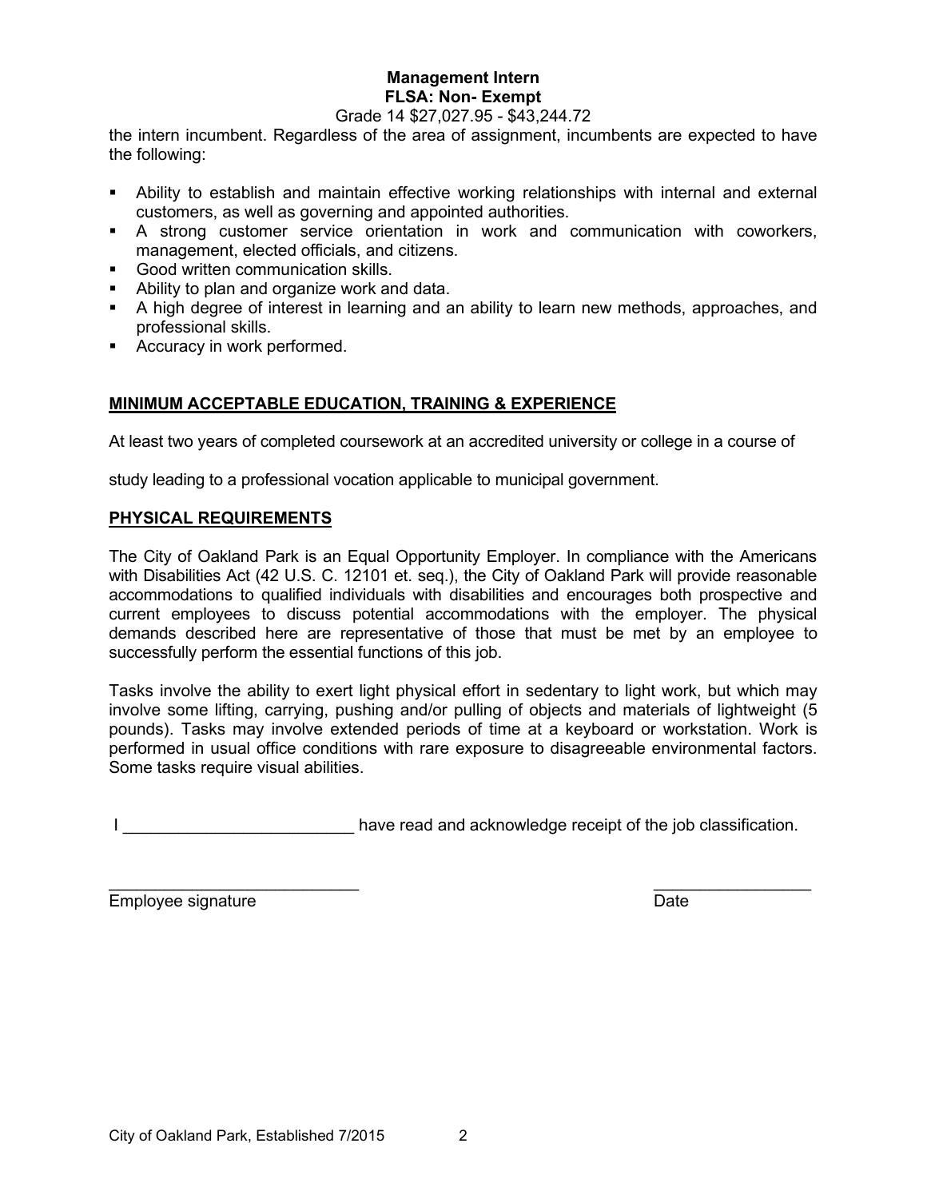the intern incumbent. Regardless of the area of assignment, incumbents are expected to have the following:

- Ability to establish and maintain effective working relationships with internal and external customers, as well as governing and appointed authorities.
- A strong customer service orientation in work and communication with coworkers, management, elected officials, and citizens.
- Good written communication skills.
- Ability to plan and organize work and data.
- A high degree of interest in learning and an ability to learn new methods, approaches, and professional skills.
- Accuracy in work performed.

## MINIMUM ACCEPTABLE EDUCATION, TRAINING & EXPERIENCE

At least two years of completed coursework at an accredited university or college in a course of study leading to a professional vocation applicable to municipal government.

## PHYSICAL REQUIREMENTS

The City of Oakland Park is an Equal Opportunity Employer. In compliance with the Americans with Disabilities Act (42 U.S. C. 12101 et. seq.), the City of Oakland Park will provide reasonable accommodations to qualified individuals with disabilities and encourages both prospective and current employees to discuss potential accommodations with the employer. The physical demands described here are representative of those that must be met by an employee to successfully perform the essential functions of this job.

Tasks involve the ability to exert light physical effort in sedentary to light work, but which may involve some lifting, carrying, pushing and/or pulling of objects and materials of lightweight (5 pounds). Tasks may involve extended periods of time at a keyboard or workstation. Work is performed in usual office conditions with rare exposure to disagreeable environmental factors. Some tasks require visual abilities.

I _________________________ have read and acknowledge receipt of the job classification.

___________________________ _________________

Employee signature Date